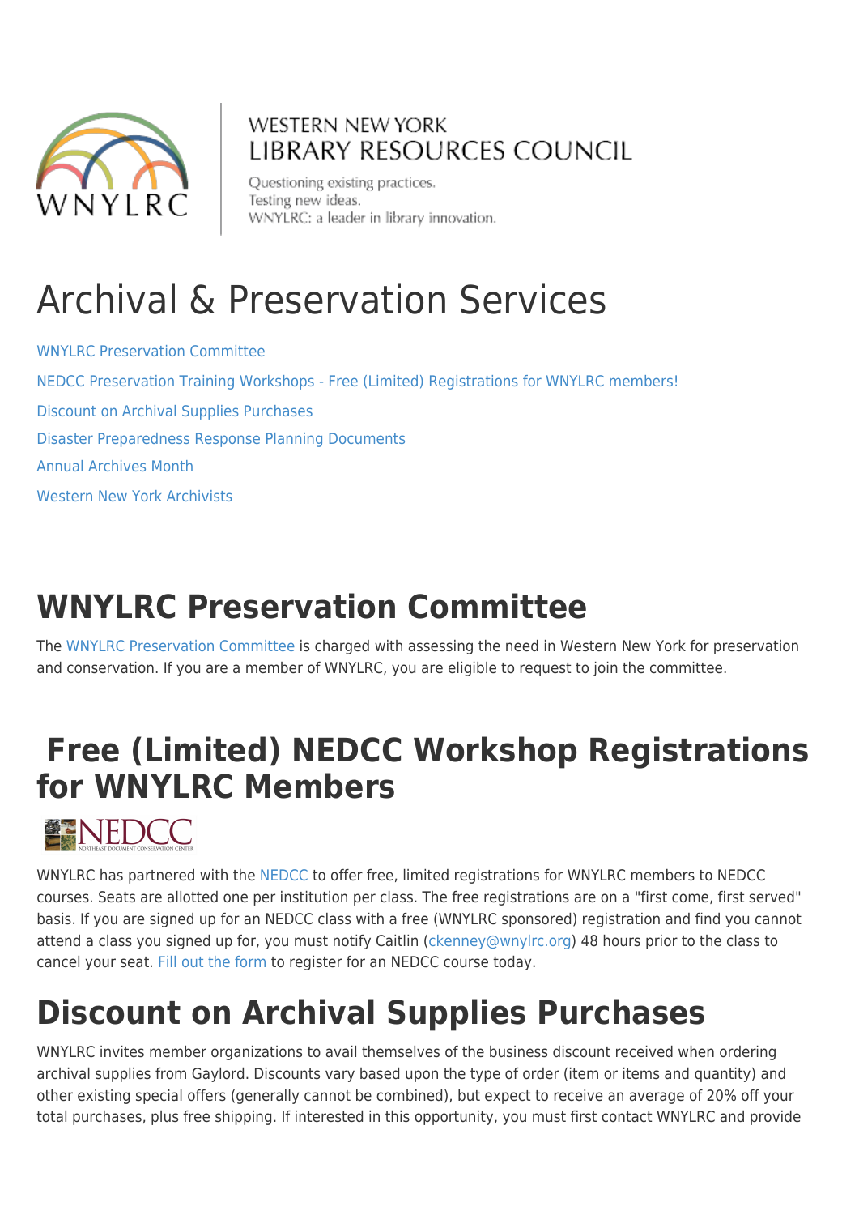WESTERN NEW YORK
LIBRARY RESOURCES COUNCIL

Questioning existing practices.
Testing new ideas.
WNYLRC: a leader in library innovation.

# Archival & Preservation Services

WNYLRC Preservation Committee

NEDCC Preservation Training Workshops - Free (Limited) Registrations for WNYLRC members!

Discount on Archival Supplies Purchases

Disaster Preparedness Response Planning Documents

Annual Archives Month

Western New York Archivists

## WNYLRC Preservation Committee

The WNYLRC Preservation Committee is charged with assessing the need in Western New York for preservation and conservation. If you are a member of WNYLRC, you are eligible to request to join the committee.

## Free (Limited) NEDCC Workshop Registrations for WNYLRC Members

WNYLRC has partnered with the NEDCC to offer free, limited registrations for WNYLRC members to NEDCC courses. Seats are allotted one per institution per class. The free registrations are on a "first come, first served" basis. If you are signed up for an NEDCC class with a free (WNYLRC sponsored) registration and find you cannot attend a class you signed up for, you must notify Caitlin (ckenney@wnylrc.org) 48 hours prior to the class to cancel your seat. Fill out the form to register for an NEDCC course today.

## Discount on Archival Supplies Purchases

WNYLRC invites member organizations to avail themselves of the business discount received when ordering archival supplies from Gaylord. Discounts vary based upon the type of order (item or items and quantity) and other existing special offers (generally cannot be combined), but expect to receive an average of 20% off your total purchases, plus free shipping. If interested in this opportunity, you must first contact WNYLRC and provide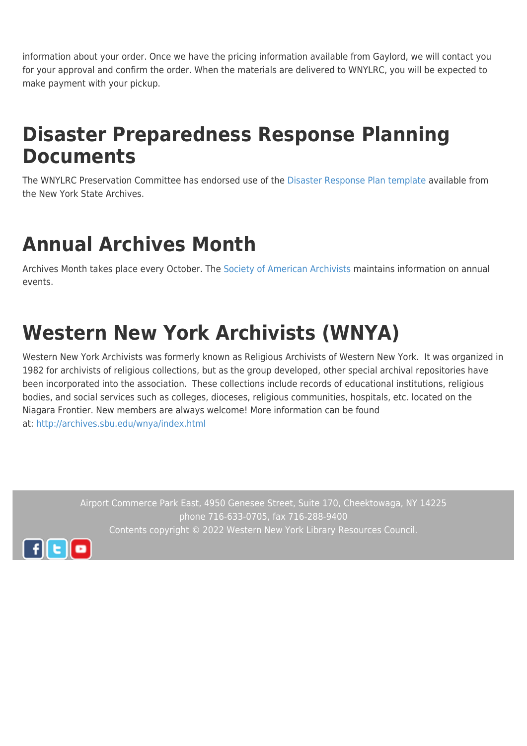information about your order. Once we have the pricing information available from Gaylord, we will contact you for your approval and confirm the order. When the materials are delivered to WNYLRC, you will be expected to make payment with your pickup.

# Disaster Preparedness Response Planning Documents

The WNYLRC Preservation Committee has endorsed use of the Disaster Response Plan template available from the New York State Archives.

# Annual Archives Month

Archives Month takes place every October. The Society of American Archivists maintains information on annual events.

# Western New York Archivists (WNYA)

Western New York Archivists was formerly known as Religious Archivists of Western New York. It was organized in 1982 for archivists of religious collections, but as the group developed, other special archival repositories have been incorporated into the association. These collections include records of educational institutions, religious bodies, and social services such as colleges, dioceses, religious communities, hospitals, etc. located on the Niagara Frontier. New members are always welcome! More information can be found at: http://archives.sbu.edu/wnya/index.html

Airport Commerce Park East, 4950 Genesee Street, Suite 170, Cheektowaga, NY 14225
phone 716-633-0705, fax 716-288-9400
Contents copyright © 2022 Western New York Library Resources Council.